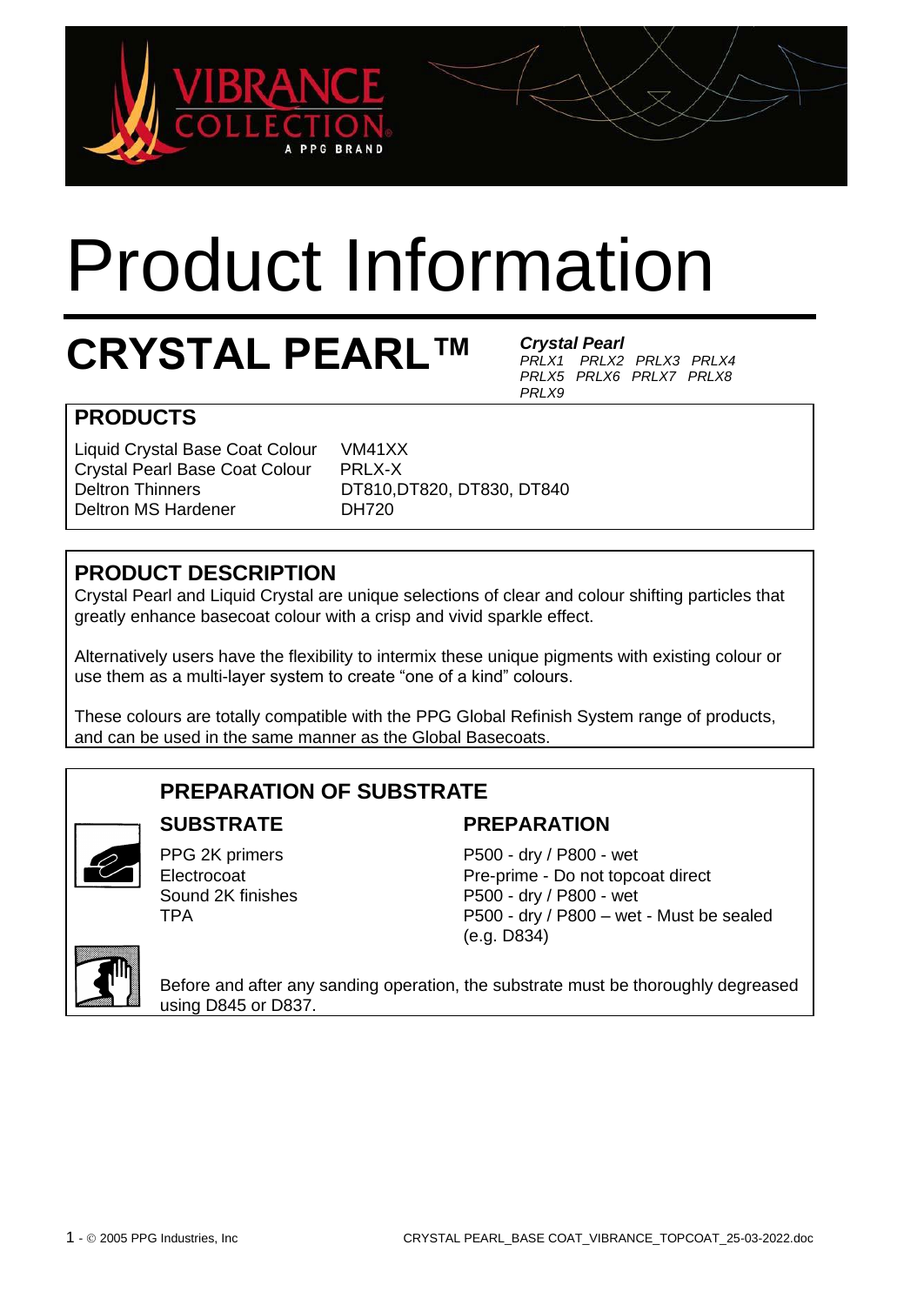# Product Information

## CRYSTAL PEARL™

***Crystal Pearl***
*PRLX1 PRLX2 PRLX3 PRLX4 PRLX5 PRLX6 PRLX7 PRLX8 PRLX9*

### PRODUCTS

| | |
|---|---|
| Liquid Crystal Base Coat Colour | VM41XX |
| Crystal Pearl Base Coat Colour | PRLX-X |
| Deltron Thinners | DT810,DT820, DT830, DT840 |
| Deltron MS Hardener | DH720 |

### PRODUCT DESCRIPTION

Crystal Pearl and Liquid Crystal are unique selections of clear and colour shifting particles that greatly enhance basecoat colour with a crisp and vivid sparkle effect.

Alternatively users have the flexibility to intermix these unique pigments with existing colour or use them as a multi-layer system to create "one of a kind" colours.

These colours are totally compatible with the PPG Global Refinish System range of products, and can be used in the same manner as the Global Basecoats.

### PREPARATION OF SUBSTRATE

| SUBSTRATE | PREPARATION |
|---|---|
| PPG 2K primers | P500 - dry / P800 - wet |
| Electrocoat | Pre-prime - Do not topcoat direct |
| Sound 2K finishes | P500 - dry / P800 - wet |
| TPA | P500 - dry / P800 – wet - Must be sealed (e.g. D834) |

Before and after any sanding operation, the substrate must be thoroughly degreased using D845 or D837.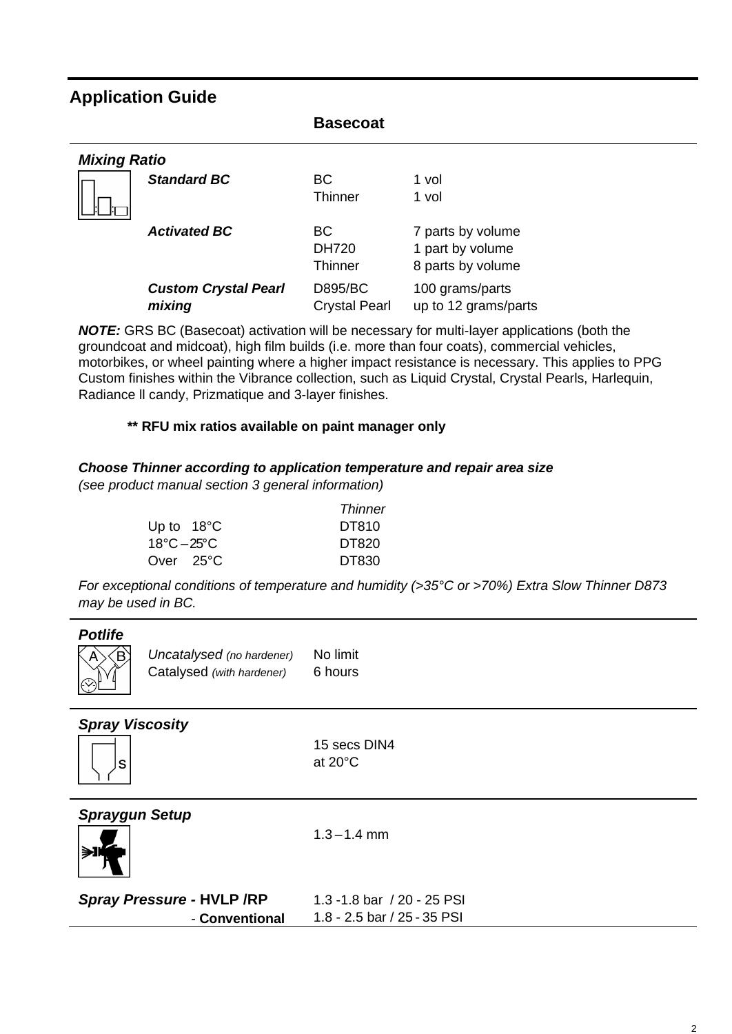## Application Guide

### Basecoat

#### *Mixing Ratio*

| | | |
|---|---|---|
| ***Standard BC*** | BC<br>Thinner | 1 vol<br>1 vol |
| ***Activated BC*** | BC<br>DH720<br>Thinner | 7 parts by volume<br>1 part by volume<br>8 parts by volume |
| ***Custom Crystal Pearl mixing*** | D895/BC<br>Crystal Pearl | 100 grams/parts<br>up to 12 grams/parts |

***NOTE:*** GRS BC (Basecoat) activation will be necessary for multi-layer applications (both the groundcoat and midcoat), high film builds (i.e. more than four coats), commercial vehicles, motorbikes, or wheel painting where a higher impact resistance is necessary. This applies to PPG Custom finishes within the Vibrance collection, such as Liquid Crystal, Crystal Pearls, Harlequin, Radiance ll candy, Prizmatique and 3-layer finishes.

**\*\* RFU mix ratios available on paint manager only**

***Choose Thinner according to application temperature and repair area size***
*(see product manual section 3 general information)*

| | *Thinner* |
|---|---|
| Up to 18°C | DT810 |
| 18°C – 25°C | DT820 |
| Over 25°C | DT830 |

*For exceptional conditions of temperature and humidity (>35°C or >70%) Extra Slow Thinner D873 may be used in BC.*

#### *Potlife*

| | |
|---|---|
| *Uncatalysed (no hardener)* | No limit |
| Catalysed *(with hardener)* | 6 hours |

#### *Spray Viscosity*

15 secs DIN4
at 20°C

#### *Spraygun Setup*

1.3 – 1.4 mm

| | |
|---|---|
| ***Spray Pressure* - HVLP /RP** | 1.3 -1.8 bar / 20 - 25 PSI |
| - **Conventional** | 1.8 - 2.5 bar / 25 - 35 PSI |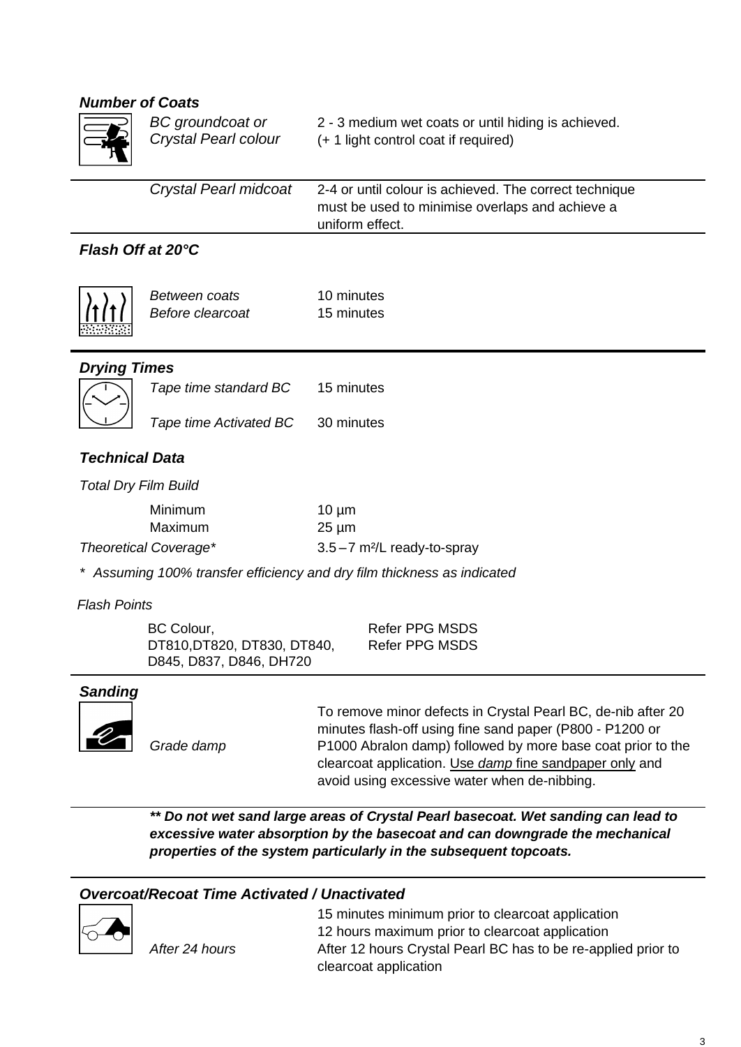### *Number of Coats*

| | |
|---|---|
| *BC groundcoat or Crystal Pearl colour* | 2 - 3 medium wet coats or until hiding is achieved. (+ 1 light control coat if required) |
| *Crystal Pearl midcoat* | 2-4 or until colour is achieved. The correct technique must be used to minimise overlaps and achieve a uniform effect. |

### *Flash Off at 20°C*

| | |
|---|---|
| *Between coats* | 10 minutes |
| *Before clearcoat* | 15 minutes |

### *Drying Times*

| | |
|---|---|
| *Tape time standard BC* | 15 minutes |
| *Tape time Activated BC* | 30 minutes |

### *Technical Data*

*Total Dry Film Build*

| | |
|---|---|
| Minimum | 10 µm |
| Maximum | 25 µm |
| *Theoretical Coverage** | 3.5 – 7 m²/L ready-to-spray |

*\* Assuming 100% transfer efficiency and dry film thickness as indicated*

*Flash Points*

| | |
|---|---|
| BC Colour, | Refer PPG MSDS |
| DT810,DT820, DT830, DT840, D845, D837, D846, DH720 | Refer PPG MSDS |

### *Sanding*

*Grade damp*

To remove minor defects in Crystal Pearl BC, de-nib after 20 minutes flash-off using fine sand paper (P800 - P1200 or P1000 Abralon damp) followed by more base coat prior to the clearcoat application. Use *damp* fine sandpaper only and avoid using excessive water when de-nibbing.

***\*\* Do not wet sand large areas of Crystal Pearl basecoat. Wet sanding can lead to excessive water absorption by the basecoat and can downgrade the mechanical properties of the system particularly in the subsequent topcoats.***

### *Overcoat/Recoat Time Activated / Unactivated*

15 minutes minimum prior to clearcoat application
12 hours maximum prior to clearcoat application

*After 24 hours* — After 12 hours Crystal Pearl BC has to be re-applied prior to clearcoat application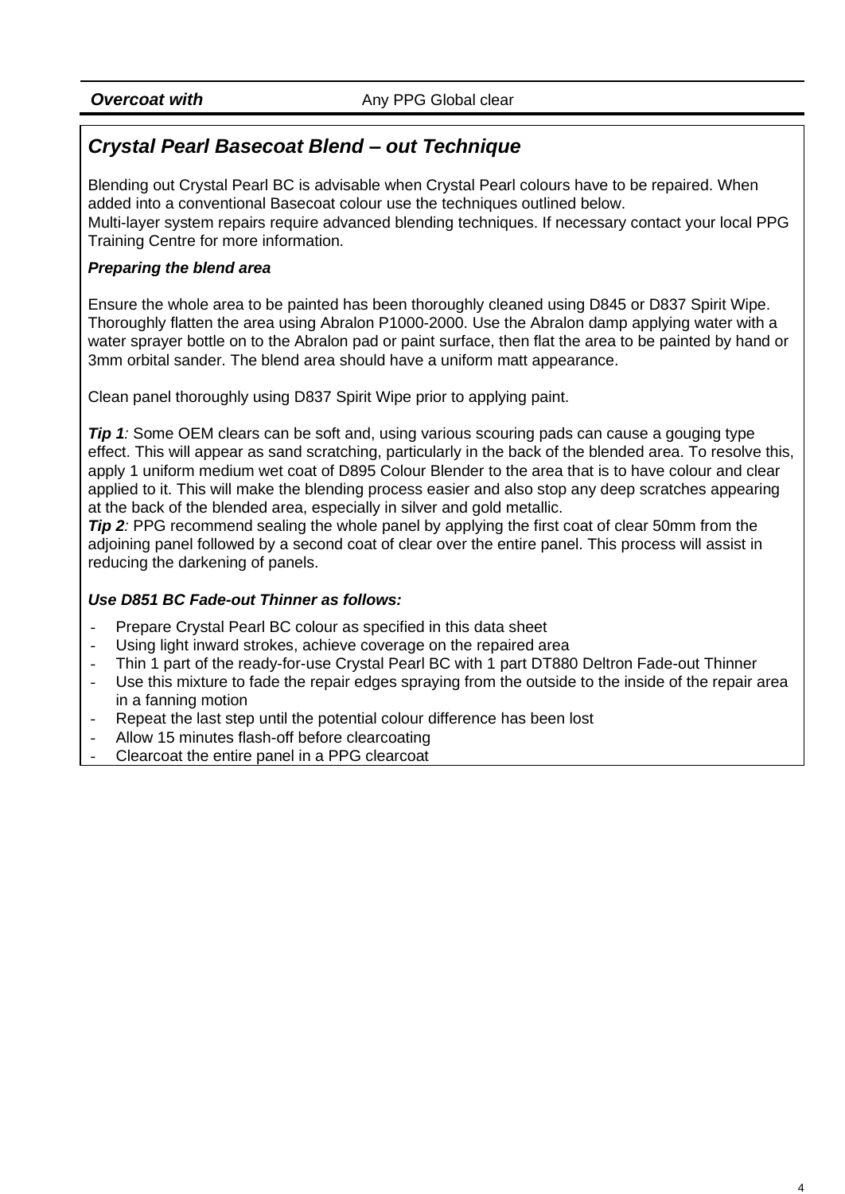| *Overcoat with* | Any PPG Global clear |
|---|---|

## *Crystal Pearl Basecoat Blend – out Technique*

Blending out Crystal Pearl BC is advisable when Crystal Pearl colours have to be repaired. When added into a conventional Basecoat colour use the techniques outlined below.
Multi-layer system repairs require advanced blending techniques. If necessary contact your local PPG Training Centre for more information.

***Preparing the blend area***

Ensure the whole area to be painted has been thoroughly cleaned using D845 or D837 Spirit Wipe. Thoroughly flatten the area using Abralon P1000-2000. Use the Abralon damp applying water with a water sprayer bottle on to the Abralon pad or paint surface, then flat the area to be painted by hand or 3mm orbital sander. The blend area should have a uniform matt appearance.

Clean panel thoroughly using D837 Spirit Wipe prior to applying paint.

***Tip 1****:* Some OEM clears can be soft and, using various scouring pads can cause a gouging type effect. This will appear as sand scratching, particularly in the back of the blended area. To resolve this, apply 1 uniform medium wet coat of D895 Colour Blender to the area that is to have colour and clear applied to it. This will make the blending process easier and also stop any deep scratches appearing at the back of the blended area, especially in silver and gold metallic.
***Tip 2****:* PPG recommend sealing the whole panel by applying the first coat of clear 50mm from the adjoining panel followed by a second coat of clear over the entire panel. This process will assist in reducing the darkening of panels.

***Use D851 BC Fade-out Thinner as follows:***

- Prepare Crystal Pearl BC colour as specified in this data sheet
- Using light inward strokes, achieve coverage on the repaired area
- Thin 1 part of the ready-for-use Crystal Pearl BC with 1 part DT880 Deltron Fade-out Thinner
- Use this mixture to fade the repair edges spraying from the outside to the inside of the repair area in a fanning motion
- Repeat the last step until the potential colour difference has been lost
- Allow 15 minutes flash-off before clearcoating
- Clearcoat the entire panel in a PPG clearcoat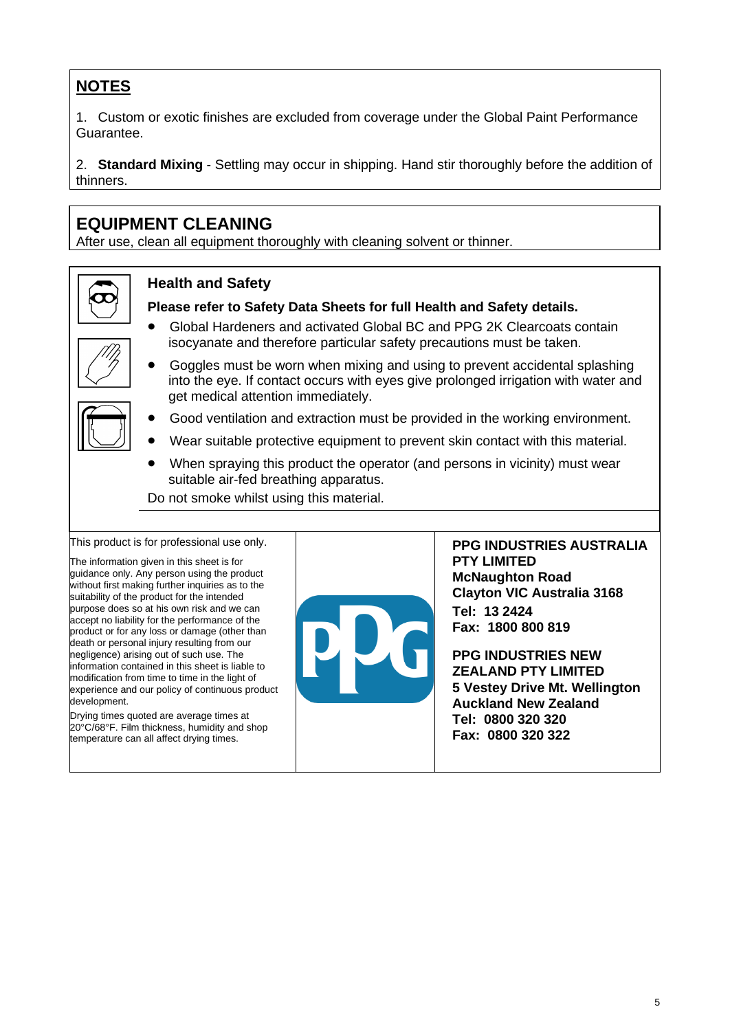## NOTES

1. Custom or exotic finishes are excluded from coverage under the Global Paint Performance Guarantee.

2. **Standard Mixing** - Settling may occur in shipping. Hand stir thoroughly before the addition of thinners.

## EQUIPMENT CLEANING

After use, clean all equipment thoroughly with cleaning solvent or thinner.

### Health and Safety

**Please refer to Safety Data Sheets for full Health and Safety details.**

- Global Hardeners and activated Global BC and PPG 2K Clearcoats contain isocyanate and therefore particular safety precautions must be taken.
- Goggles must be worn when mixing and using to prevent accidental splashing into the eye. If contact occurs with eyes give prolonged irrigation with water and get medical attention immediately.
- Good ventilation and extraction must be provided in the working environment.
- Wear suitable protective equipment to prevent skin contact with this material.
- When spraying this product the operator (and persons in vicinity) must wear suitable air-fed breathing apparatus.

Do not smoke whilst using this material.

This product is for professional use only.

The information given in this sheet is for guidance only. Any person using the product without first making further inquiries as to the suitability of the product for the intended purpose does so at his own risk and we can accept no liability for the performance of the product or for any loss or damage (other than death or personal injury resulting from our negligence) arising out of such use. The information contained in this sheet is liable to modification from time to time in the light of experience and our policy of continuous product development.

Drying times quoted are average times at 20°C/68°F. Film thickness, humidity and shop temperature can all affect drying times.

**PPG INDUSTRIES AUSTRALIA PTY LIMITED**
**McNaughton Road**
**Clayton VIC Australia 3168**
**Tel: 13 2424**
**Fax: 1800 800 819**

**PPG INDUSTRIES NEW ZEALAND PTY LIMITED**
**5 Vestey Drive Mt. Wellington**
**Auckland New Zealand**
**Tel: 0800 320 320**
**Fax: 0800 320 322**